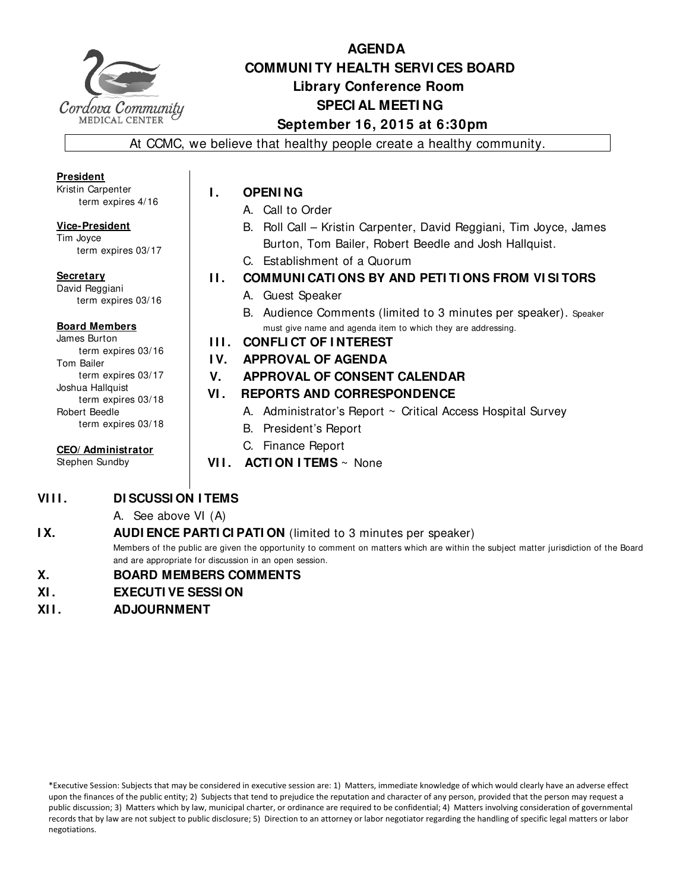# AGENDA
## COMMUNITY HEALTH SERVICES BOARD
### Library Conference Room
### SPECIAL MEETING
### September 16, 2015 at 6:30pm

At CCMC, we believe that healthy people create a healthy community.

**President**
Kristin Carpenter
term expires 4/16

**Vice-President**
Tim Joyce
term expires 03/17

**Secretary**
David Reggiani
term expires 03/16

**Board Members**
James Burton
term expires 03/16
Tom Bailer
term expires 03/17
Joshua Hallquist
term expires 03/18
Robert Beedle
term expires 03/18

**CEO/Administrator**
Stephen Sundby

**I. OPENING**
- A. Call to Order
- B. Roll Call – Kristin Carpenter, David Reggiani, Tim Joyce, James Burton, Tom Bailer, Robert Beedle and Josh Hallquist.
- C. Establishment of a Quorum

**II. COMMUNICATIONS BY AND PETITIONS FROM VISITORS**
- A. Guest Speaker
- B. Audience Comments (limited to 3 minutes per speaker). Speaker must give name and agenda item to which they are addressing.

**III. CONFLICT OF INTEREST**

**IV. APPROVAL OF AGENDA**

**V. APPROVAL OF CONSENT CALENDAR**

**VI. REPORTS AND CORRESPONDENCE**
- A. Administrator's Report ~ Critical Access Hospital Survey
- B. President's Report
- C. Finance Report

**VII. ACTION ITEMS** ~ None

**VIII. DISCUSSION ITEMS**
- A. See above VI (A)

**IX. AUDIENCE PARTICIPATION** (limited to 3 minutes per speaker)
Members of the public are given the opportunity to comment on matters which are within the subject matter jurisdiction of the Board and are appropriate for discussion in an open session.

**X. BOARD MEMBERS COMMENTS**

**XI. EXECUTIVE SESSION**

**XII. ADJOURNMENT**

*Executive Session: Subjects that may be considered in executive session are: 1) Matters, immediate knowledge of which would clearly have an adverse effect upon the finances of the public entity; 2) Subjects that tend to prejudice the reputation and character of any person, provided that the person may request a public discussion; 3) Matters which by law, municipal charter, or ordinance are required to be confidential; 4) Matters involving consideration of governmental records that by law are not subject to public disclosure; 5) Direction to an attorney or labor negotiator regarding the handling of specific legal matters or labor negotiations.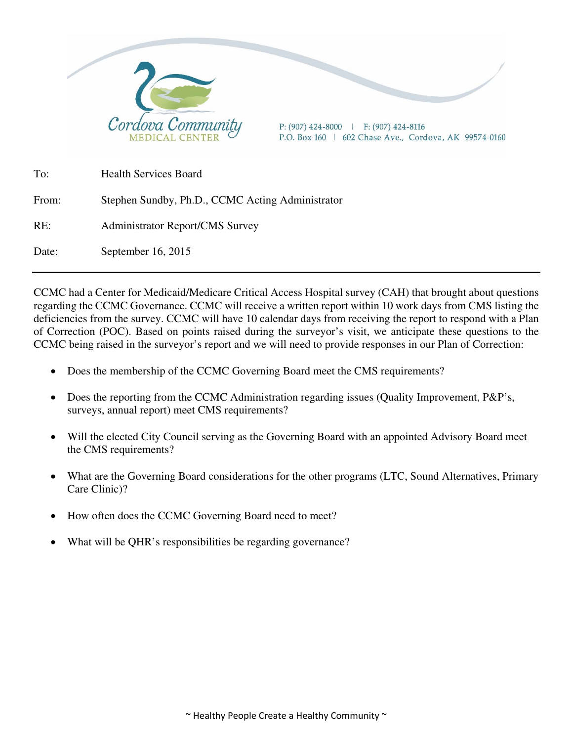Cordova Community MEDICAL CENTER

P: (907) 424-8000 | F: (907) 424-8116
P.O. Box 160 | 602 Chase Ave., Cordova, AK 99574-0160

To: Health Services Board

From: Stephen Sundby, Ph.D., CCMC Acting Administrator

RE: Administrator Report/CMS Survey

Date: September 16, 2015

---

CCMC had a Center for Medicaid/Medicare Critical Access Hospital survey (CAH) that brought about questions regarding the CCMC Governance. CCMC will receive a written report within 10 work days from CMS listing the deficiencies from the survey. CCMC will have 10 calendar days from receiving the report to respond with a Plan of Correction (POC). Based on points raised during the surveyor's visit, we anticipate these questions to the CCMC being raised in the surveyor's report and we will need to provide responses in our Plan of Correction:

- Does the membership of the CCMC Governing Board meet the CMS requirements?
- Does the reporting from the CCMC Administration regarding issues (Quality Improvement, P&P's, surveys, annual report) meet CMS requirements?
- Will the elected City Council serving as the Governing Board with an appointed Advisory Board meet the CMS requirements?
- What are the Governing Board considerations for the other programs (LTC, Sound Alternatives, Primary Care Clinic)?
- How often does the CCMC Governing Board need to meet?
- What will be QHR's responsibilities be regarding governance?

~ Healthy People Create a Healthy Community ~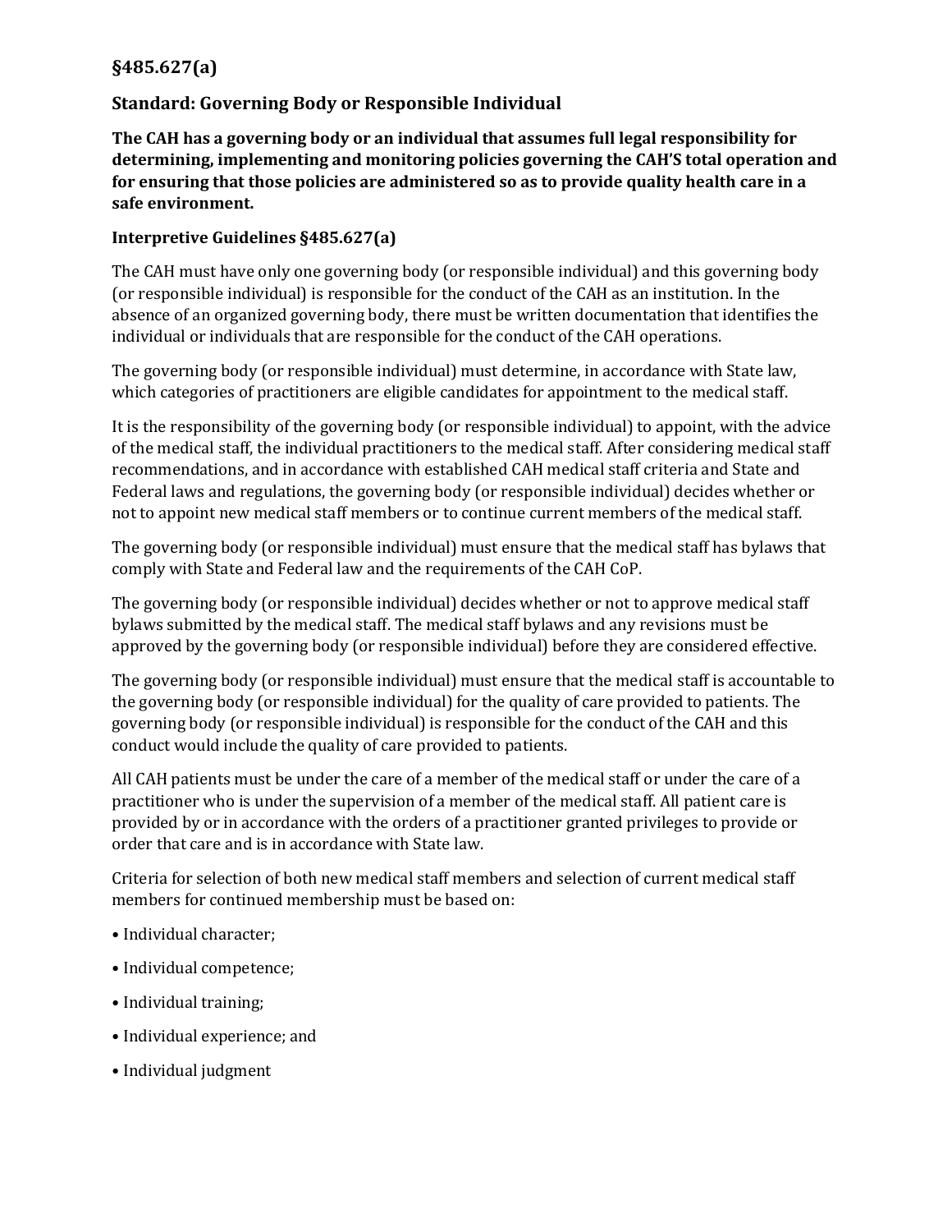## §485.627(a)

### Standard: Governing Body or Responsible Individual

**The CAH has a governing body or an individual that assumes full legal responsibility for determining, implementing and monitoring policies governing the CAH'S total operation and for ensuring that those policies are administered so as to provide quality health care in a safe environment.**

### Interpretive Guidelines §485.627(a)

The CAH must have only one governing body (or responsible individual) and this governing body (or responsible individual) is responsible for the conduct of the CAH as an institution. In the absence of an organized governing body, there must be written documentation that identifies the individual or individuals that are responsible for the conduct of the CAH operations.

The governing body (or responsible individual) must determine, in accordance with State law, which categories of practitioners are eligible candidates for appointment to the medical staff.

It is the responsibility of the governing body (or responsible individual) to appoint, with the advice of the medical staff, the individual practitioners to the medical staff. After considering medical staff recommendations, and in accordance with established CAH medical staff criteria and State and Federal laws and regulations, the governing body (or responsible individual) decides whether or not to appoint new medical staff members or to continue current members of the medical staff.

The governing body (or responsible individual) must ensure that the medical staff has bylaws that comply with State and Federal law and the requirements of the CAH CoP.

The governing body (or responsible individual) decides whether or not to approve medical staff bylaws submitted by the medical staff. The medical staff bylaws and any revisions must be approved by the governing body (or responsible individual) before they are considered effective.

The governing body (or responsible individual) must ensure that the medical staff is accountable to the governing body (or responsible individual) for the quality of care provided to patients. The governing body (or responsible individual) is responsible for the conduct of the CAH and this conduct would include the quality of care provided to patients.

All CAH patients must be under the care of a member of the medical staff or under the care of a practitioner who is under the supervision of a member of the medical staff. All patient care is provided by or in accordance with the orders of a practitioner granted privileges to provide or order that care and is in accordance with State law.

Criteria for selection of both new medical staff members and selection of current medical staff members for continued membership must be based on:

- Individual character;
- Individual competence;
- Individual training;
- Individual experience; and
- Individual judgment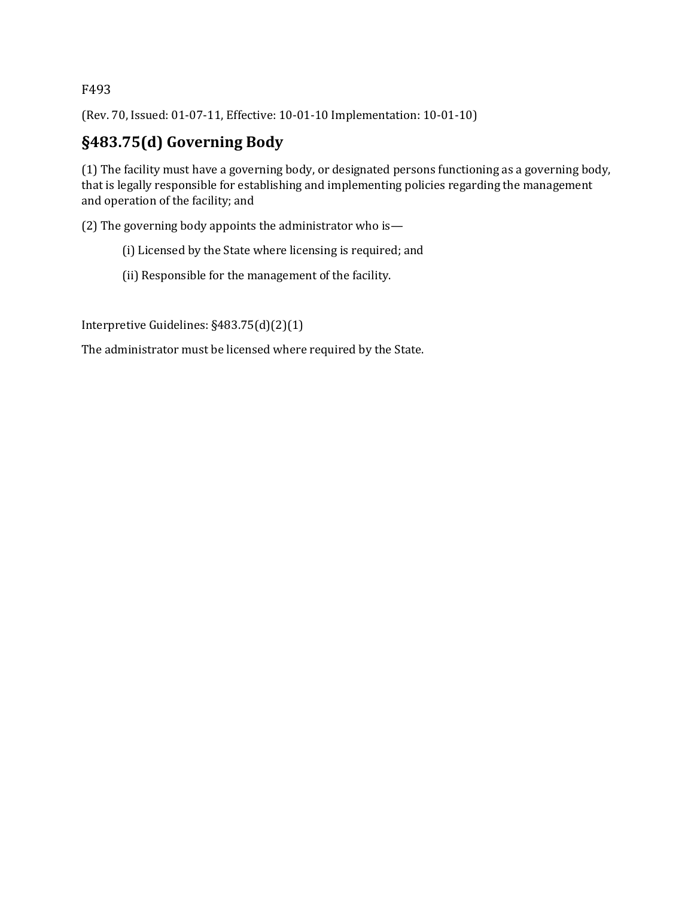F493

(Rev. 70, Issued: 01-07-11, Effective: 10-01-10 Implementation: 10-01-10)

## §483.75(d) Governing Body

(1) The facility must have a governing body, or designated persons functioning as a governing body, that is legally responsible for establishing and implementing policies regarding the management and operation of the facility; and

(2) The governing body appoints the administrator who is—

(i) Licensed by the State where licensing is required; and

(ii) Responsible for the management of the facility.

Interpretive Guidelines: §483.75(d)(2)(1)

The administrator must be licensed where required by the State.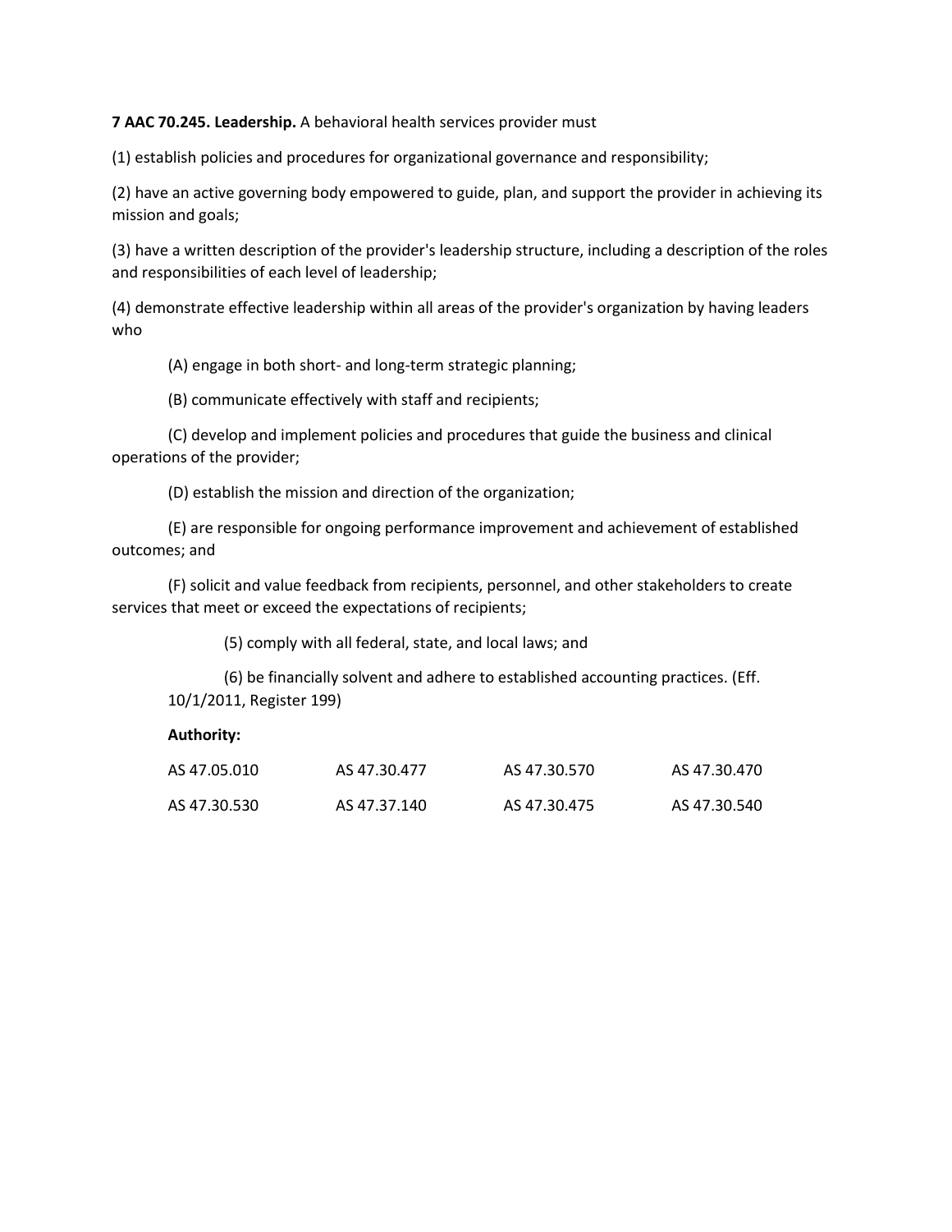**7 AAC 70.245. Leadership.** A behavioral health services provider must

(1) establish policies and procedures for organizational governance and responsibility;

(2) have an active governing body empowered to guide, plan, and support the provider in achieving its mission and goals;

(3) have a written description of the provider's leadership structure, including a description of the roles and responsibilities of each level of leadership;

(4) demonstrate effective leadership within all areas of the provider's organization by having leaders who

(A) engage in both short- and long-term strategic planning;

(B) communicate effectively with staff and recipients;

(C) develop and implement policies and procedures that guide the business and clinical operations of the provider;

(D) establish the mission and direction of the organization;

(E) are responsible for ongoing performance improvement and achievement of established outcomes; and

(F) solicit and value feedback from recipients, personnel, and other stakeholders to create services that meet or exceed the expectations of recipients;

(5) comply with all federal, state, and local laws; and

(6) be financially solvent and adhere to established accounting practices. (Eff. 10/1/2011, Register 199)

**Authority:**

| | | | |
|---|---|---|---|
| AS 47.05.010 | AS 47.30.477 | AS 47.30.570 | AS 47.30.470 |
| AS 47.30.530 | AS 47.37.140 | AS 47.30.475 | AS 47.30.540 |